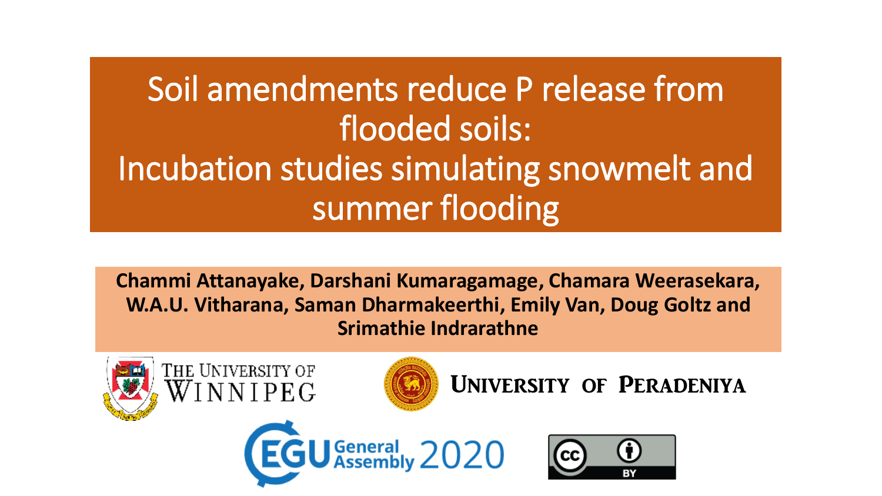# Soil amendments reduce P release from flooded soils: Incubation studies simulating snowmelt and summer flooding

**Chammi Attanayake, Darshani Kumaragamage, Chamara Weerasekara, W.A.U. Vitharana, Saman Dharmakeerthi, Emily Van, Doug Goltz and Srimathie Indrarathne**

The University of Winnipeg

University of Peradeniya

EGU General Assembly 2020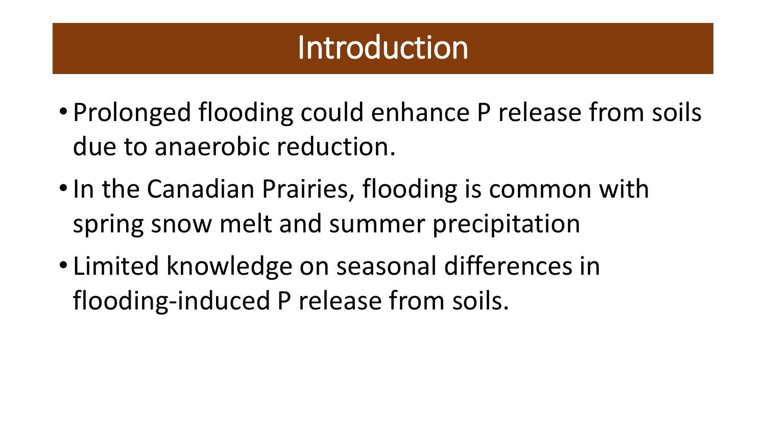# Introduction

- Prolonged flooding could enhance P release from soils due to anaerobic reduction.
- In the Canadian Prairies, flooding is common with spring snow melt and summer precipitation
- Limited knowledge on seasonal differences in flooding-induced P release from soils.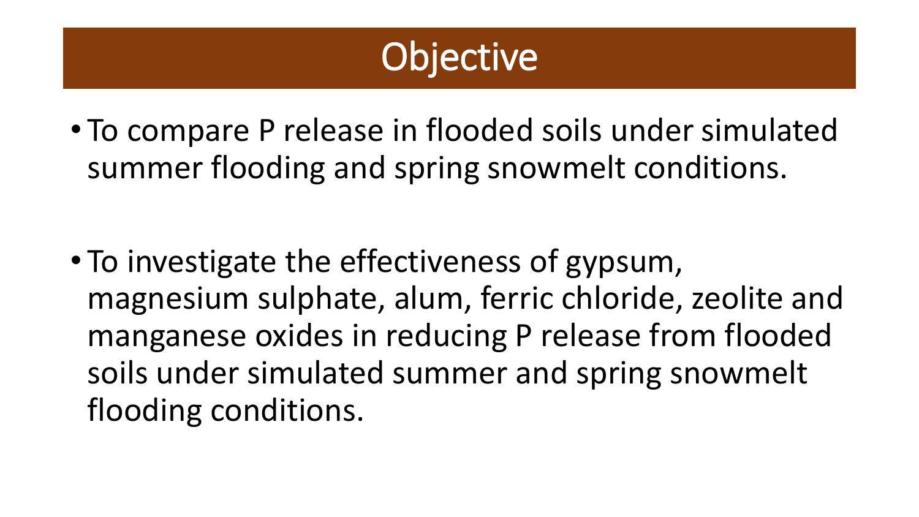# Objective

- To compare P release in flooded soils under simulated summer flooding and spring snowmelt conditions.
- To investigate the effectiveness of gypsum, magnesium sulphate, alum, ferric chloride, zeolite and manganese oxides in reducing P release from flooded soils under simulated summer and spring snowmelt flooding conditions.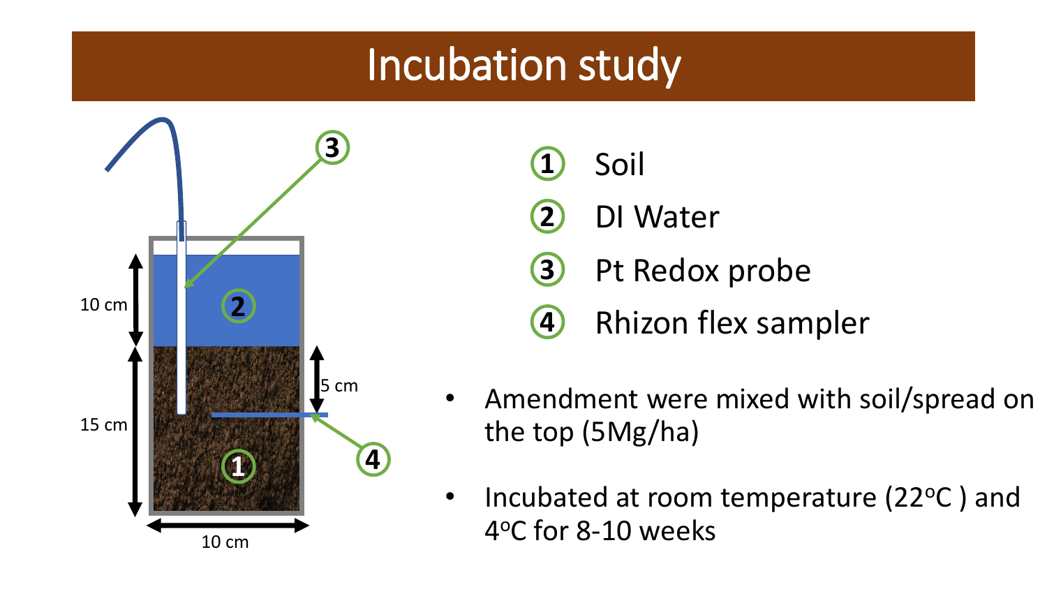# Incubation study

10 cm

15 cm

5 cm

10 cm

1. Soil
2. DI Water
3. Pt Redox probe
4. Rhizon flex sampler

- Amendment were mixed with soil/spread on the top (5Mg/ha)
- Incubated at room temperature (22$^{o}$C ) and 4$^{o}$C for 8-10 weeks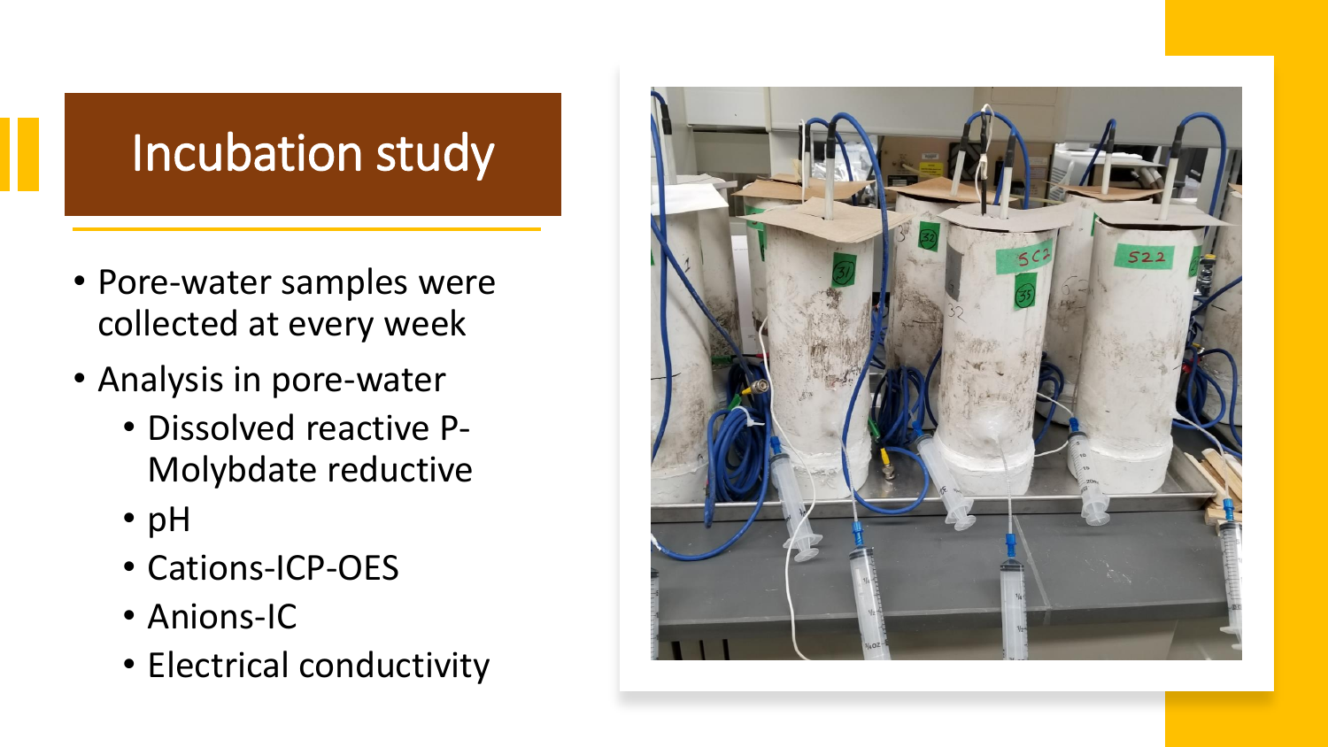# Incubation study

- Pore-water samples were collected at every week
- Analysis in pore-water
  - Dissolved reactive P-Molybdate reductive
  - pH
  - Cations-ICP-OES
  - Anions-IC
  - Electrical conductivity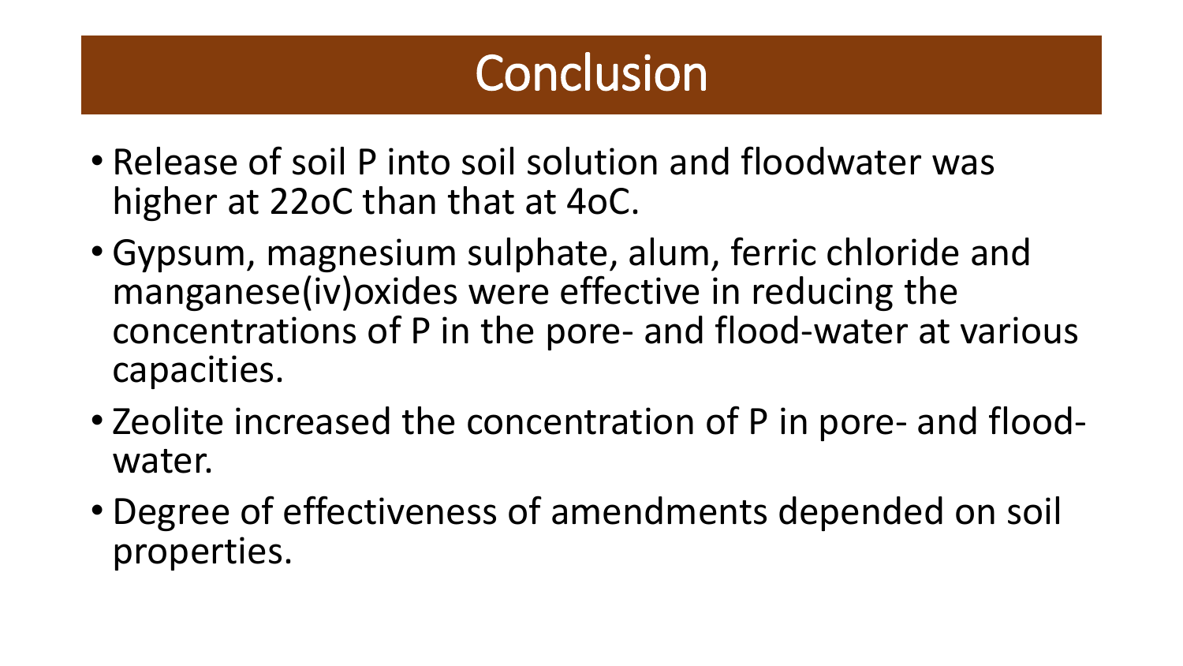# Conclusion

- Release of soil P into soil solution and floodwater was higher at 22oC than that at 4oC.
- Gypsum, magnesium sulphate, alum, ferric chloride and manganese(iv)oxides were effective in reducing the concentrations of P in the pore- and flood-water at various capacities.
- Zeolite increased the concentration of P in pore- and flood-water.
- Degree of effectiveness of amendments depended on soil properties.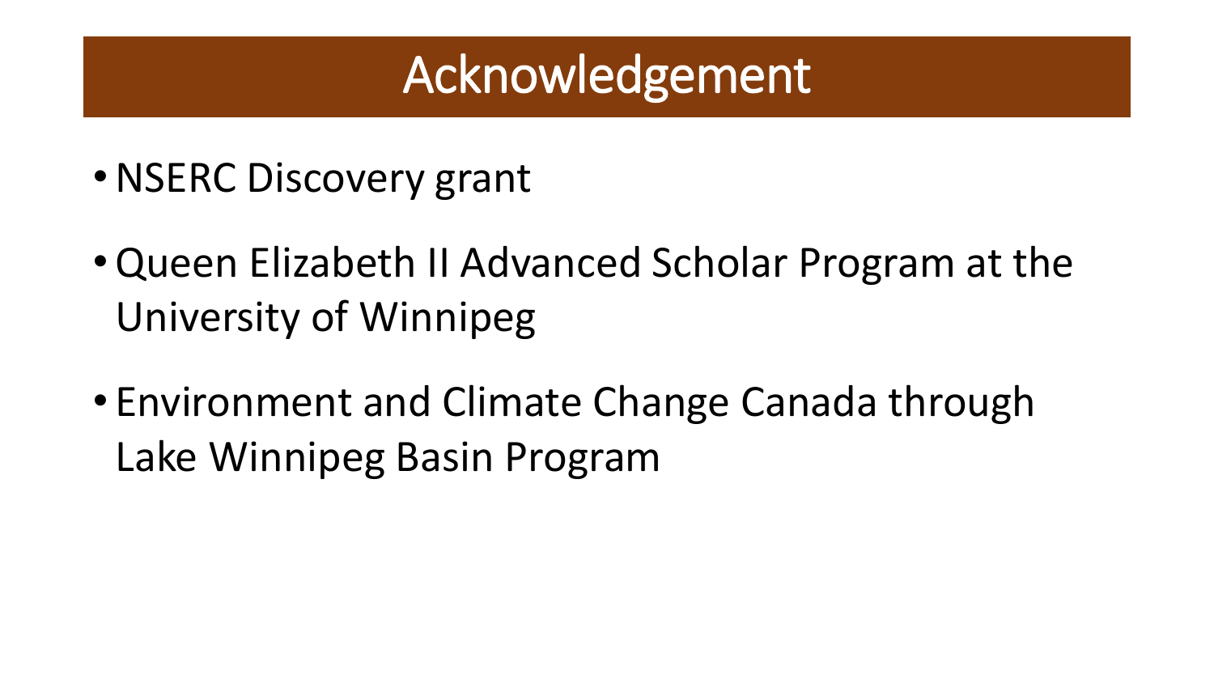# Acknowledgement

- NSERC Discovery grant
- Queen Elizabeth II Advanced Scholar Program at the University of Winnipeg
- Environment and Climate Change Canada through Lake Winnipeg Basin Program